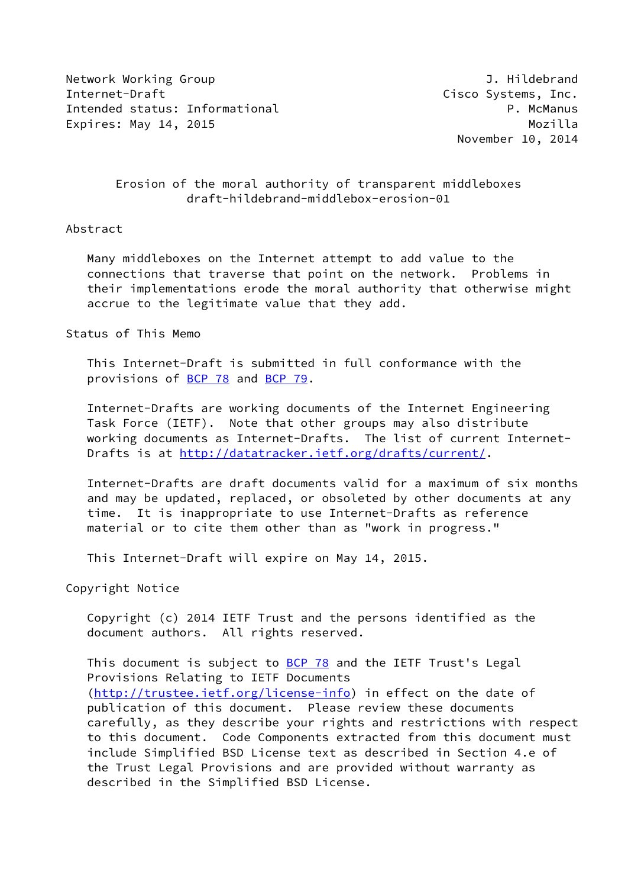Network Working Group J. Hildebrand
Internet-Draft Cisco Systems, Inc.
Intended status: Informational P. McManus
Expires: May 14, 2015 Mozilla
November 10, 2014

# Erosion of the moral authority of transparent middleboxes
draft-hildebrand-middlebox-erosion-01

## Abstract

Many middleboxes on the Internet attempt to add value to the connections that traverse that point on the network. Problems in their implementations erode the moral authority that otherwise might accrue to the legitimate value that they add.

## Status of This Memo

This Internet-Draft is submitted in full conformance with the provisions of BCP 78 and BCP 79.

Internet-Drafts are working documents of the Internet Engineering Task Force (IETF). Note that other groups may also distribute working documents as Internet-Drafts. The list of current Internet-Drafts is at http://datatracker.ietf.org/drafts/current/.

Internet-Drafts are draft documents valid for a maximum of six months and may be updated, replaced, or obsoleted by other documents at any time. It is inappropriate to use Internet-Drafts as reference material or to cite them other than as "work in progress."

This Internet-Draft will expire on May 14, 2015.

## Copyright Notice

Copyright (c) 2014 IETF Trust and the persons identified as the document authors. All rights reserved.

This document is subject to BCP 78 and the IETF Trust's Legal Provisions Relating to IETF Documents (http://trustee.ietf.org/license-info) in effect on the date of publication of this document. Please review these documents carefully, as they describe your rights and restrictions with respect to this document. Code Components extracted from this document must include Simplified BSD License text as described in Section 4.e of the Trust Legal Provisions and are provided without warranty as described in the Simplified BSD License.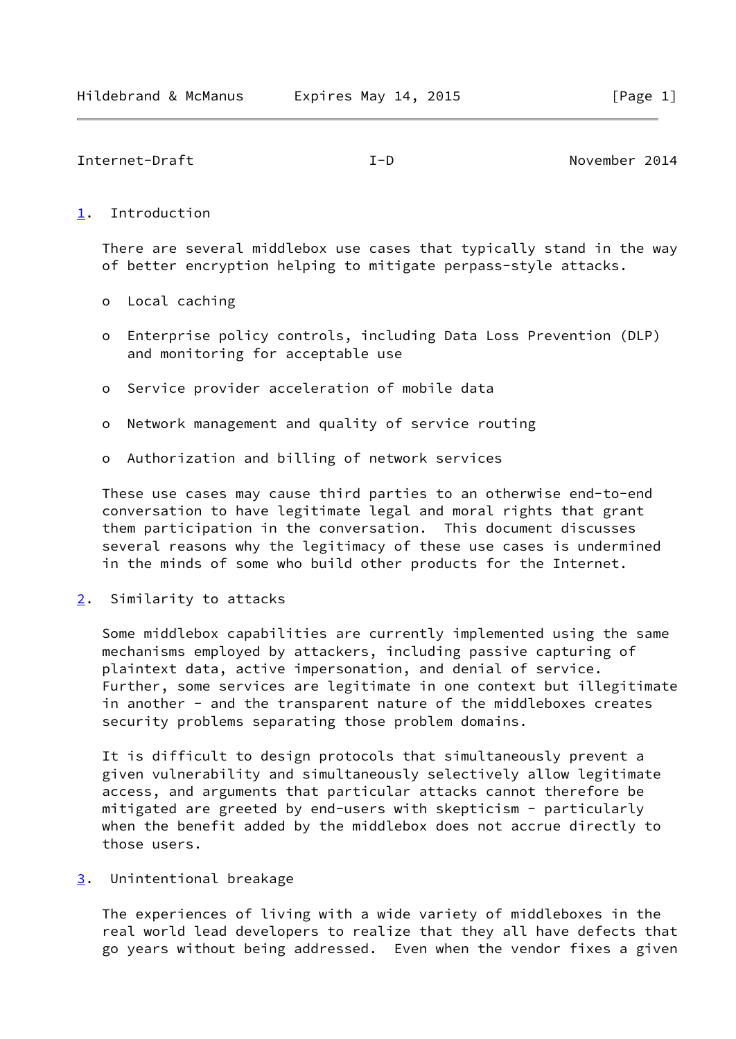## 1. Introduction

There are several middlebox use cases that typically stand in the way of better encryption helping to mitigate perpass-style attacks.

- Local caching
- Enterprise policy controls, including Data Loss Prevention (DLP) and monitoring for acceptable use
- Service provider acceleration of mobile data
- Network management and quality of service routing
- Authorization and billing of network services

These use cases may cause third parties to an otherwise end-to-end conversation to have legitimate legal and moral rights that grant them participation in the conversation. This document discusses several reasons why the legitimacy of these use cases is undermined in the minds of some who build other products for the Internet.

## 2. Similarity to attacks

Some middlebox capabilities are currently implemented using the same mechanisms employed by attackers, including passive capturing of plaintext data, active impersonation, and denial of service. Further, some services are legitimate in one context but illegitimate in another - and the transparent nature of the middleboxes creates security problems separating those problem domains.

It is difficult to design protocols that simultaneously prevent a given vulnerability and simultaneously selectively allow legitimate access, and arguments that particular attacks cannot therefore be mitigated are greeted by end-users with skepticism - particularly when the benefit added by the middlebox does not accrue directly to those users.

## 3. Unintentional breakage

The experiences of living with a wide variety of middleboxes in the real world lead developers to realize that they all have defects that go years without being addressed. Even when the vendor fixes a given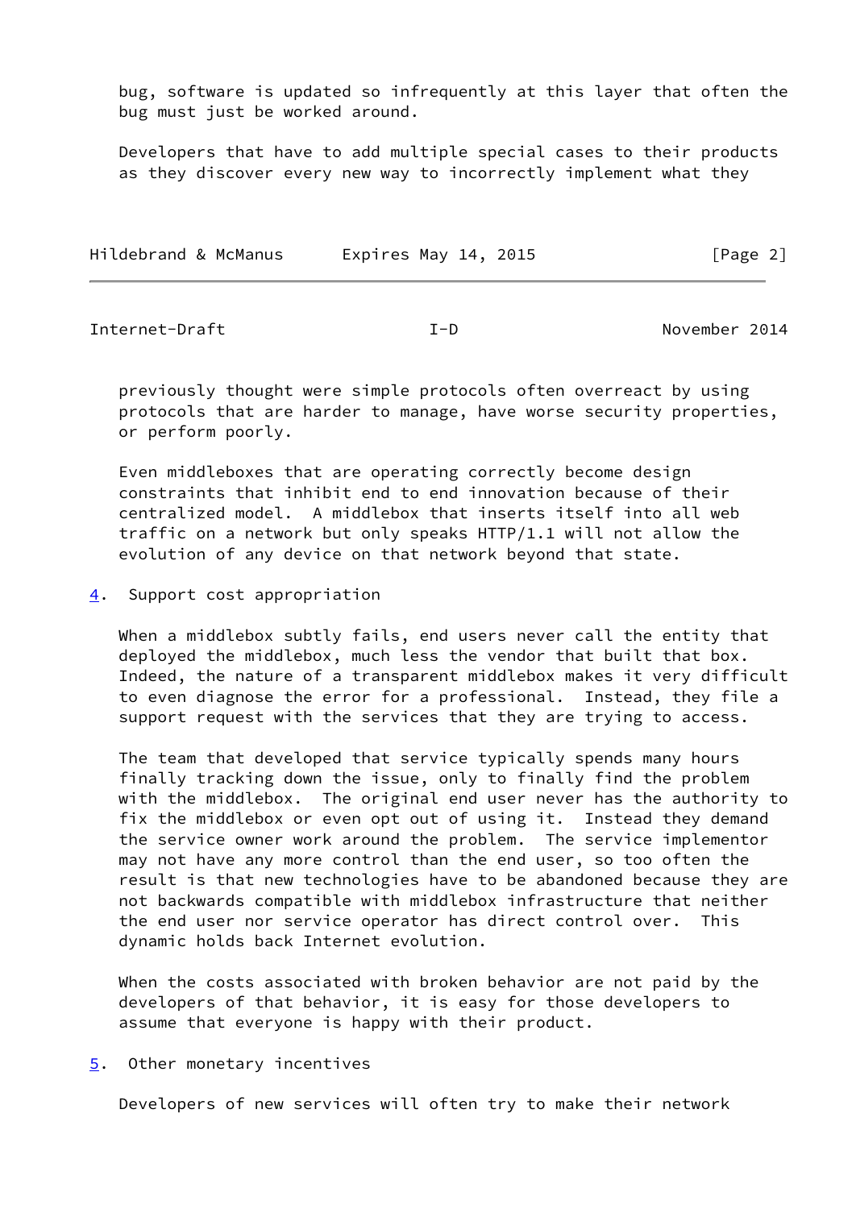bug, software is updated so infrequently at this layer that often the bug must just be worked around.

Developers that have to add multiple special cases to their products as they discover every new way to incorrectly implement what they previously thought were simple protocols often overreact by using protocols that are harder to manage, have worse security properties, or perform poorly.

Even middleboxes that are operating correctly become design constraints that inhibit end to end innovation because of their centralized model. A middlebox that inserts itself into all web traffic on a network but only speaks HTTP/1.1 will not allow the evolution of any device on that network beyond that state.

## 4. Support cost appropriation

When a middlebox subtly fails, end users never call the entity that deployed the middlebox, much less the vendor that built that box. Indeed, the nature of a transparent middlebox makes it very difficult to even diagnose the error for a professional. Instead, they file a support request with the services that they are trying to access.

The team that developed that service typically spends many hours finally tracking down the issue, only to finally find the problem with the middlebox. The original end user never has the authority to fix the middlebox or even opt out of using it. Instead they demand the service owner work around the problem. The service implementor may not have any more control than the end user, so too often the result is that new technologies have to be abandoned because they are not backwards compatible with middlebox infrastructure that neither the end user nor service operator has direct control over. This dynamic holds back Internet evolution.

When the costs associated with broken behavior are not paid by the developers of that behavior, it is easy for those developers to assume that everyone is happy with their product.

## 5. Other monetary incentives

Developers of new services will often try to make their network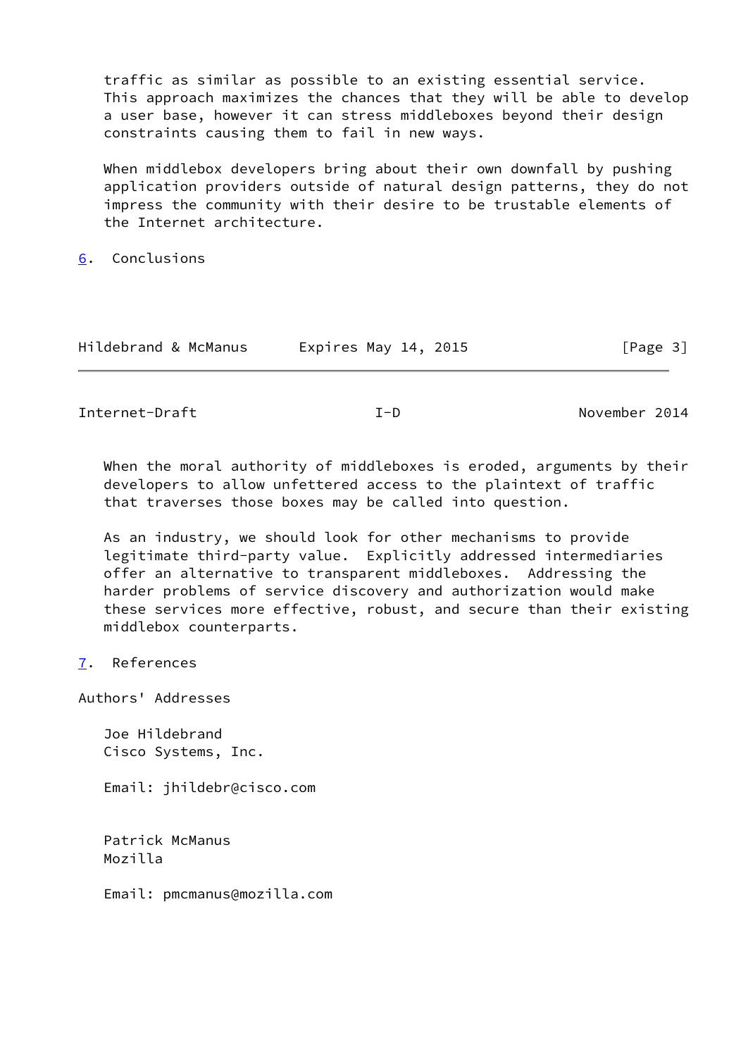traffic as similar as possible to an existing essential service. This approach maximizes the chances that they will be able to develop a user base, however it can stress middleboxes beyond their design constraints causing them to fail in new ways.

When middlebox developers bring about their own downfall by pushing application providers outside of natural design patterns, they do not impress the community with their desire to be trustable elements of the Internet architecture.

## 6. Conclusions

When the moral authority of middleboxes is eroded, arguments by their developers to allow unfettered access to the plaintext of traffic that traverses those boxes may be called into question.

As an industry, we should look for other mechanisms to provide legitimate third-party value. Explicitly addressed intermediaries offer an alternative to transparent middleboxes. Addressing the harder problems of service discovery and authorization would make these services more effective, robust, and secure than their existing middlebox counterparts.

## 7. References

## Authors' Addresses

Joe Hildebrand
Cisco Systems, Inc.

Email: jhildebr@cisco.com

Patrick McManus
Mozilla

Email: pmcmanus@mozilla.com